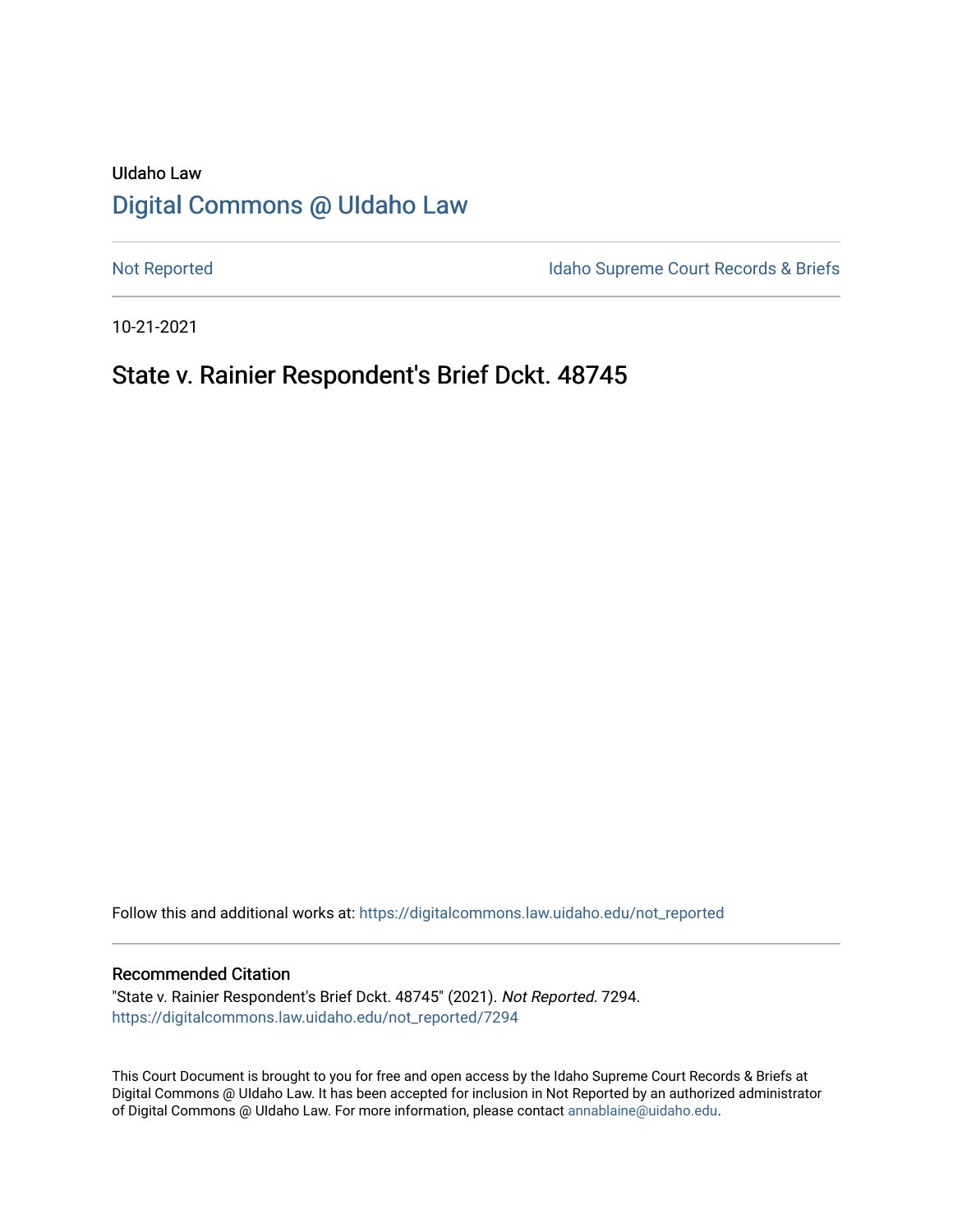UIdaho Law

# Digital Commons @ UIdaho Law

Not Reported

Idaho Supreme Court Records & Briefs

10-21-2021

## State v. Rainier Respondent's Brief Dckt. 48745

Follow this and additional works at: https://digitalcommons.law.uidaho.edu/not_reported

### Recommended Citation

"State v. Rainier Respondent's Brief Dckt. 48745" (2021). *Not Reported*. 7294.
https://digitalcommons.law.uidaho.edu/not_reported/7294

This Court Document is brought to you for free and open access by the Idaho Supreme Court Records & Briefs at Digital Commons @ UIdaho Law. It has been accepted for inclusion in Not Reported by an authorized administrator of Digital Commons @ UIdaho Law. For more information, please contact annablaine@uidaho.edu.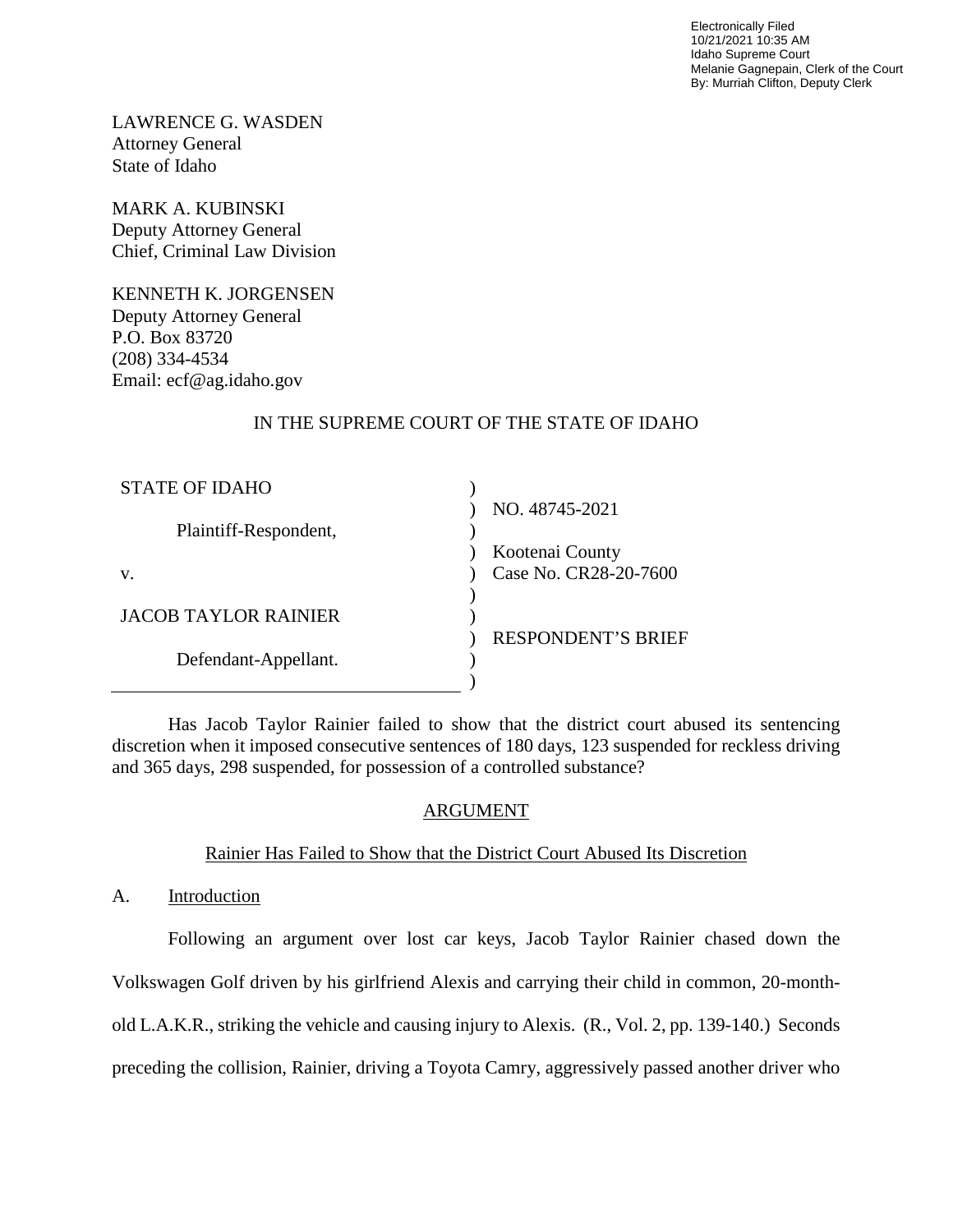LAWRENCE G. WASDEN
Attorney General
State of Idaho

MARK A. KUBINSKI
Deputy Attorney General
Chief, Criminal Law Division

KENNETH K. JORGENSEN
Deputy Attorney General
P.O. Box 83720
(208) 334-4534
Email: ecf@ag.idaho.gov

IN THE SUPREME COURT OF THE STATE OF IDAHO

| | |
|---|---|
| STATE OF IDAHO | NO. 48745-2021 |
| Plaintiff-Respondent, | Kootenai County |
| v. | Case No. CR28-20-7600 |
| JACOB TAYLOR RAINIER | RESPONDENT'S BRIEF |
| Defendant-Appellant. | |

Has Jacob Taylor Rainier failed to show that the district court abused its sentencing discretion when it imposed consecutive sentences of 180 days, 123 suspended for reckless driving and 365 days, 298 suspended, for possession of a controlled substance?

## ARGUMENT

### Rainier Has Failed to Show that the District Court Abused Its Discretion

#### A. Introduction

Following an argument over lost car keys, Jacob Taylor Rainier chased down the Volkswagen Golf driven by his girlfriend Alexis and carrying their child in common, 20-month-old L.A.K.R., striking the vehicle and causing injury to Alexis. (R., Vol. 2, pp. 139-140.) Seconds preceding the collision, Rainier, driving a Toyota Camry, aggressively passed another driver who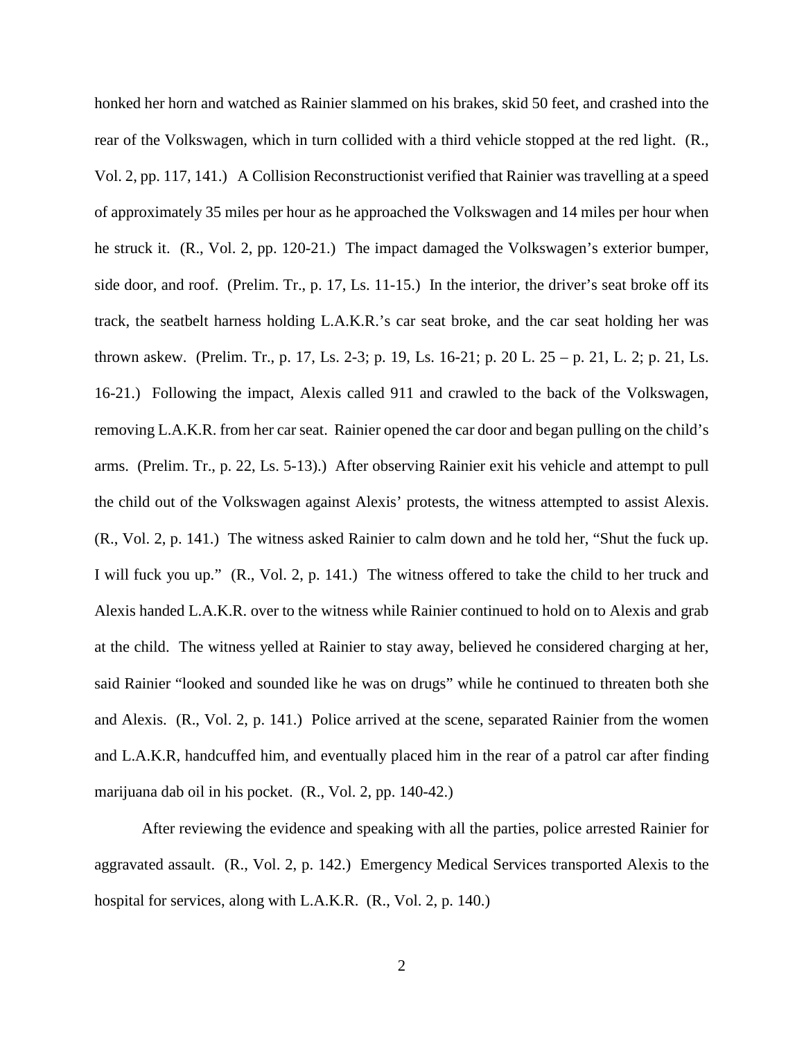honked her horn and watched as Rainier slammed on his brakes, skid 50 feet, and crashed into the rear of the Volkswagen, which in turn collided with a third vehicle stopped at the red light. (R., Vol. 2, pp. 117, 141.) A Collision Reconstructionist verified that Rainier was travelling at a speed of approximately 35 miles per hour as he approached the Volkswagen and 14 miles per hour when he struck it. (R., Vol. 2, pp. 120-21.) The impact damaged the Volkswagen's exterior bumper, side door, and roof. (Prelim. Tr., p. 17, Ls. 11-15.) In the interior, the driver's seat broke off its track, the seatbelt harness holding L.A.K.R.'s car seat broke, and the car seat holding her was thrown askew. (Prelim. Tr., p. 17, Ls. 2-3; p. 19, Ls. 16-21; p. 20 L. 25 – p. 21, L. 2; p. 21, Ls. 16-21.) Following the impact, Alexis called 911 and crawled to the back of the Volkswagen, removing L.A.K.R. from her car seat. Rainier opened the car door and began pulling on the child's arms. (Prelim. Tr., p. 22, Ls. 5-13).) After observing Rainier exit his vehicle and attempt to pull the child out of the Volkswagen against Alexis' protests, the witness attempted to assist Alexis. (R., Vol. 2, p. 141.) The witness asked Rainier to calm down and he told her, "Shut the fuck up. I will fuck you up." (R., Vol. 2, p. 141.) The witness offered to take the child to her truck and Alexis handed L.A.K.R. over to the witness while Rainier continued to hold on to Alexis and grab at the child. The witness yelled at Rainier to stay away, believed he considered charging at her, said Rainier "looked and sounded like he was on drugs" while he continued to threaten both she and Alexis. (R., Vol. 2, p. 141.) Police arrived at the scene, separated Rainier from the women and L.A.K.R, handcuffed him, and eventually placed him in the rear of a patrol car after finding marijuana dab oil in his pocket. (R., Vol. 2, pp. 140-42.)

After reviewing the evidence and speaking with all the parties, police arrested Rainier for aggravated assault. (R., Vol. 2, p. 142.) Emergency Medical Services transported Alexis to the hospital for services, along with L.A.K.R. (R., Vol. 2, p. 140.)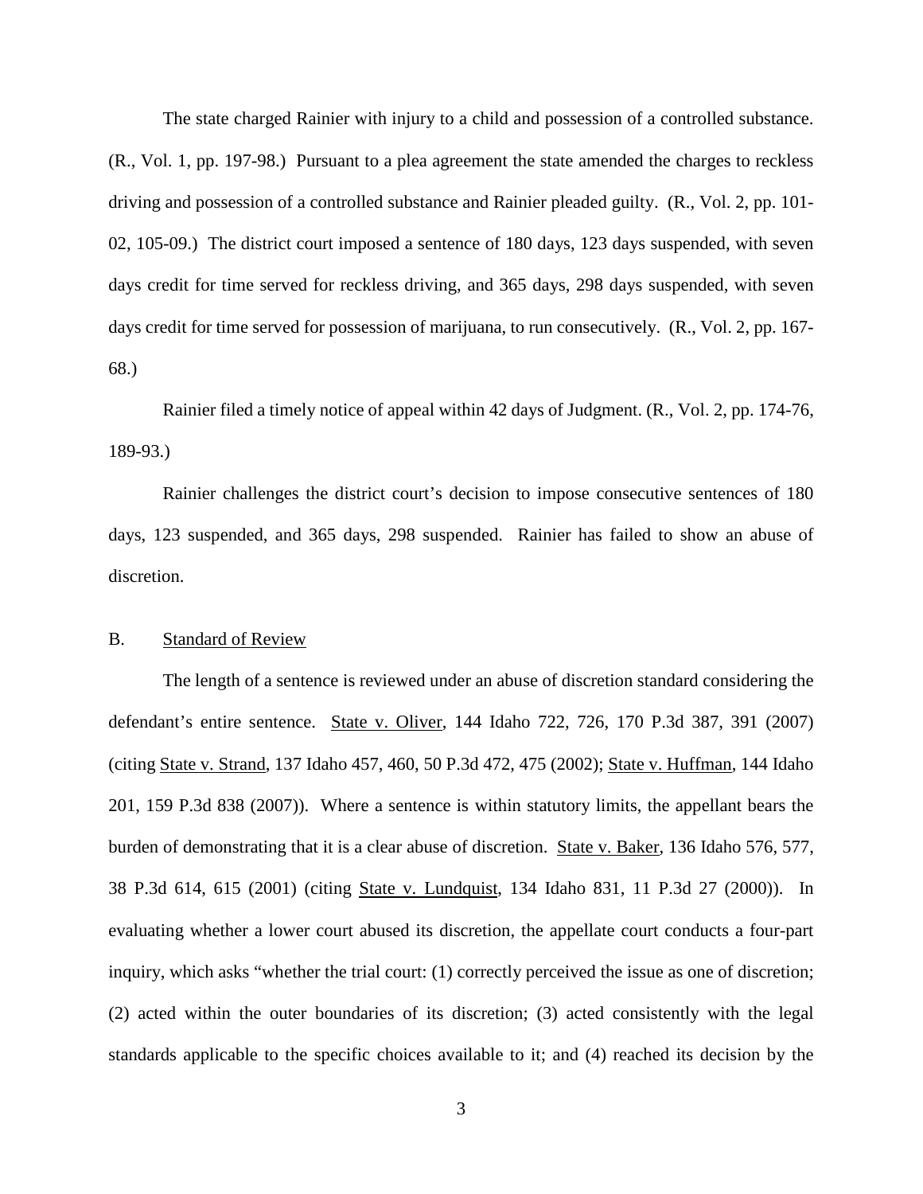The state charged Rainier with injury to a child and possession of a controlled substance. (R., Vol. 1, pp. 197-98.) Pursuant to a plea agreement the state amended the charges to reckless driving and possession of a controlled substance and Rainier pleaded guilty. (R., Vol. 2, pp. 101-02, 105-09.) The district court imposed a sentence of 180 days, 123 days suspended, with seven days credit for time served for reckless driving, and 365 days, 298 days suspended, with seven days credit for time served for possession of marijuana, to run consecutively. (R., Vol. 2, pp. 167-68.)

Rainier filed a timely notice of appeal within 42 days of Judgment. (R., Vol. 2, pp. 174-76, 189-93.)

Rainier challenges the district court's decision to impose consecutive sentences of 180 days, 123 suspended, and 365 days, 298 suspended. Rainier has failed to show an abuse of discretion.

### B. Standard of Review

The length of a sentence is reviewed under an abuse of discretion standard considering the defendant's entire sentence. State v. Oliver, 144 Idaho 722, 726, 170 P.3d 387, 391 (2007) (citing State v. Strand, 137 Idaho 457, 460, 50 P.3d 472, 475 (2002); State v. Huffman, 144 Idaho 201, 159 P.3d 838 (2007)). Where a sentence is within statutory limits, the appellant bears the burden of demonstrating that it is a clear abuse of discretion. State v. Baker, 136 Idaho 576, 577, 38 P.3d 614, 615 (2001) (citing State v. Lundquist, 134 Idaho 831, 11 P.3d 27 (2000)). In evaluating whether a lower court abused its discretion, the appellate court conducts a four-part inquiry, which asks "whether the trial court: (1) correctly perceived the issue as one of discretion; (2) acted within the outer boundaries of its discretion; (3) acted consistently with the legal standards applicable to the specific choices available to it; and (4) reached its decision by the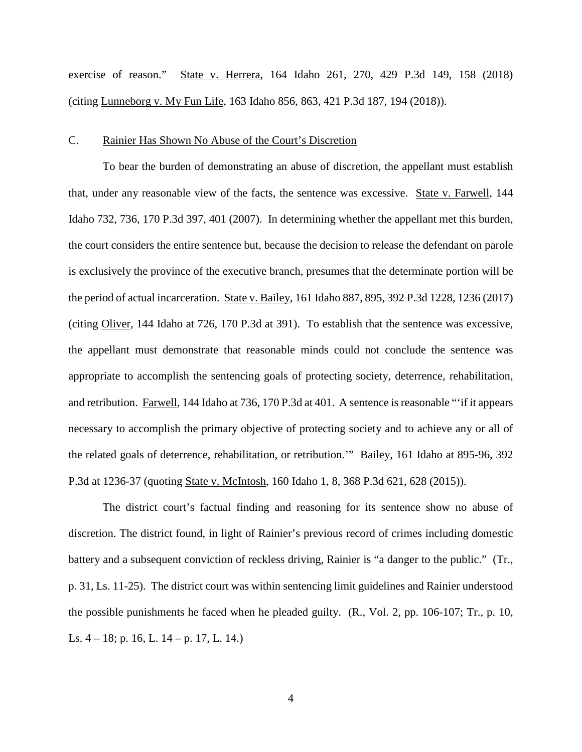exercise of reason." State v. Herrera, 164 Idaho 261, 270, 429 P.3d 149, 158 (2018) (citing Lunneborg v. My Fun Life, 163 Idaho 856, 863, 421 P.3d 187, 194 (2018)).

### C. Rainier Has Shown No Abuse of the Court's Discretion

To bear the burden of demonstrating an abuse of discretion, the appellant must establish that, under any reasonable view of the facts, the sentence was excessive. State v. Farwell, 144 Idaho 732, 736, 170 P.3d 397, 401 (2007). In determining whether the appellant met this burden, the court considers the entire sentence but, because the decision to release the defendant on parole is exclusively the province of the executive branch, presumes that the determinate portion will be the period of actual incarceration. State v. Bailey, 161 Idaho 887, 895, 392 P.3d 1228, 1236 (2017) (citing Oliver, 144 Idaho at 726, 170 P.3d at 391). To establish that the sentence was excessive, the appellant must demonstrate that reasonable minds could not conclude the sentence was appropriate to accomplish the sentencing goals of protecting society, deterrence, rehabilitation, and retribution. Farwell, 144 Idaho at 736, 170 P.3d at 401. A sentence is reasonable "'if it appears necessary to accomplish the primary objective of protecting society and to achieve any or all of the related goals of deterrence, rehabilitation, or retribution.'" Bailey, 161 Idaho at 895-96, 392 P.3d at 1236-37 (quoting State v. McIntosh, 160 Idaho 1, 8, 368 P.3d 621, 628 (2015)).

The district court's factual finding and reasoning for its sentence show no abuse of discretion. The district found, in light of Rainier's previous record of crimes including domestic battery and a subsequent conviction of reckless driving, Rainier is "a danger to the public." (Tr., p. 31, Ls. 11-25). The district court was within sentencing limit guidelines and Rainier understood the possible punishments he faced when he pleaded guilty. (R., Vol. 2, pp. 106-107; Tr., p. 10, Ls. 4 – 18; p. 16, L. 14 – p. 17, L. 14.)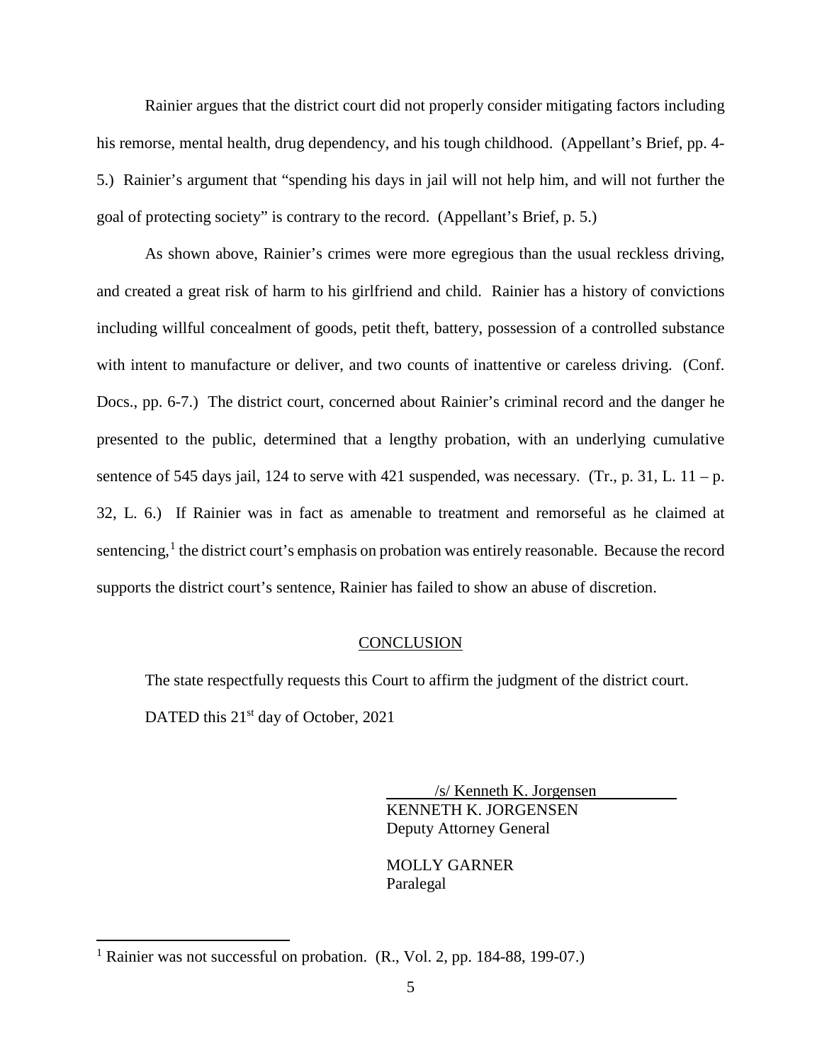Rainier argues that the district court did not properly consider mitigating factors including his remorse, mental health, drug dependency, and his tough childhood. (Appellant's Brief, pp. 4-5.) Rainier's argument that "spending his days in jail will not help him, and will not further the goal of protecting society" is contrary to the record. (Appellant's Brief, p. 5.)

As shown above, Rainier's crimes were more egregious than the usual reckless driving, and created a great risk of harm to his girlfriend and child. Rainier has a history of convictions including willful concealment of goods, petit theft, battery, possession of a controlled substance with intent to manufacture or deliver, and two counts of inattentive or careless driving. (Conf. Docs., pp. 6-7.) The district court, concerned about Rainier's criminal record and the danger he presented to the public, determined that a lengthy probation, with an underlying cumulative sentence of 545 days jail, 124 to serve with 421 suspended, was necessary. (Tr., p. 31, L. 11 – p. 32, L. 6.) If Rainier was in fact as amenable to treatment and remorseful as he claimed at sentencing,[1] the district court's emphasis on probation was entirely reasonable. Because the record supports the district court's sentence, Rainier has failed to show an abuse of discretion.

## CONCLUSION

The state respectfully requests this Court to affirm the judgment of the district court.

DATED this 21st day of October, 2021

/s/ Kenneth K. Jorgensen
KENNETH K. JORGENSEN
Deputy Attorney General

MOLLY GARNER
Paralegal

---

[1] Rainier was not successful on probation. (R., Vol. 2, pp. 184-88, 199-07.)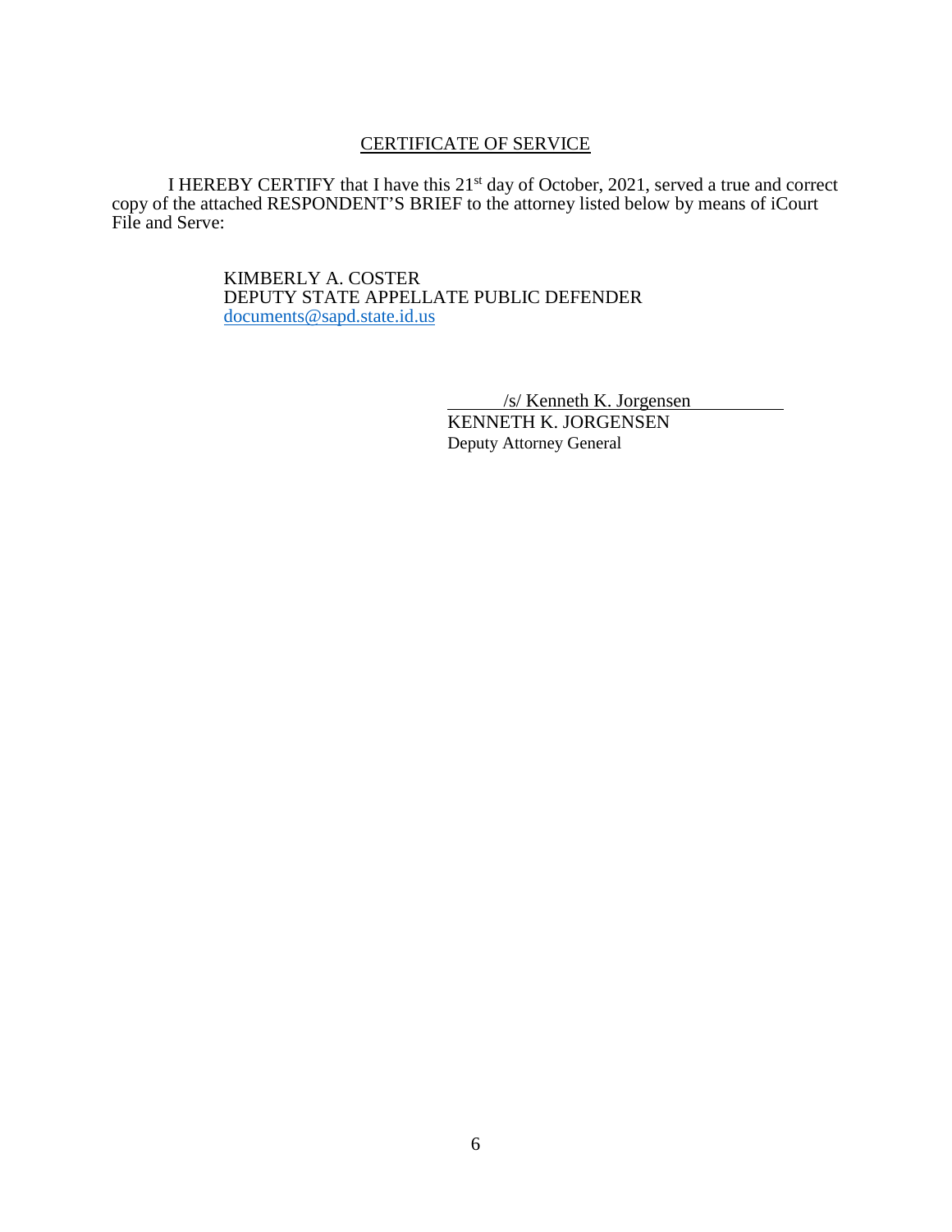## CERTIFICATE OF SERVICE

I HEREBY CERTIFY that I have this 21st day of October, 2021, served a true and correct copy of the attached RESPONDENT'S BRIEF to the attorney listed below by means of iCourt File and Serve:

KIMBERLY A. COSTER
DEPUTY STATE APPELLATE PUBLIC DEFENDER
documents@sapd.state.id.us

/s/ Kenneth K. Jorgensen
KENNETH K. JORGENSEN
Deputy Attorney General